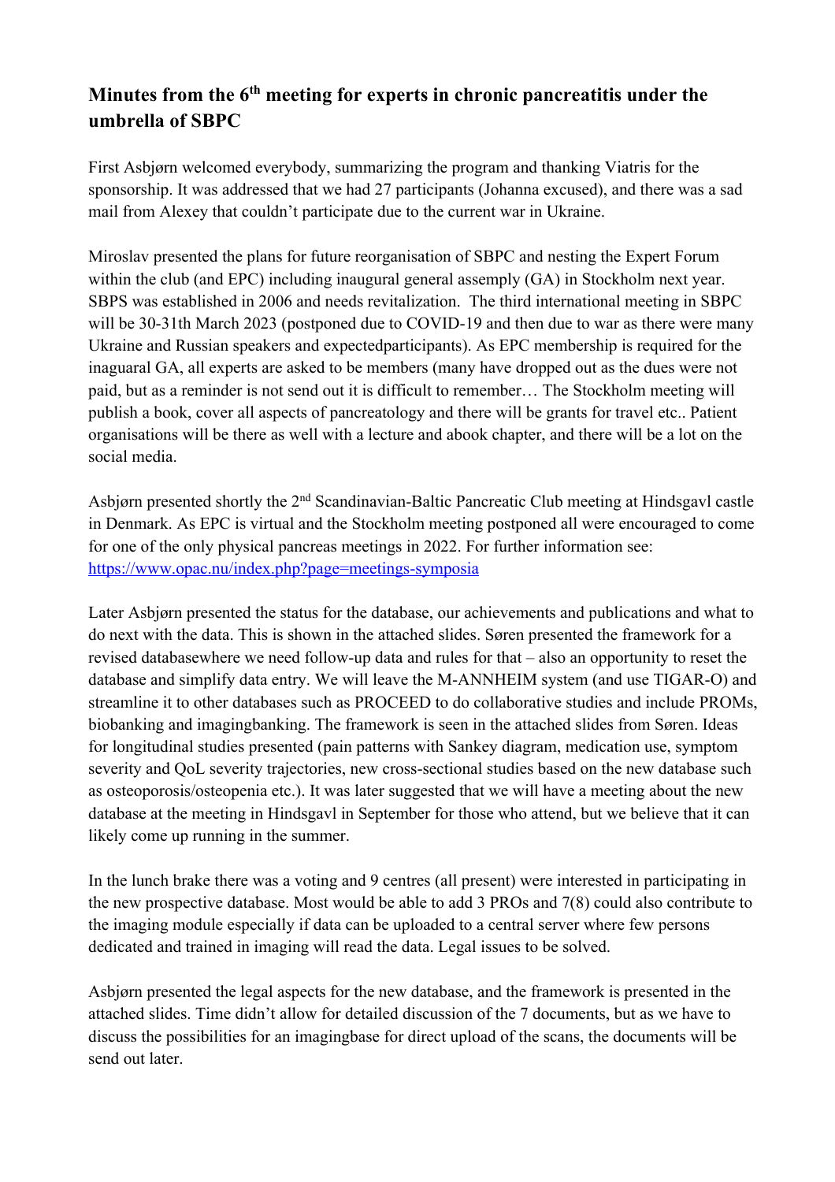# Minutes from the 6th meeting for experts in chronic pancreatitis under the umbrella of SBPC

First Asbjørn welcomed everybody, summarizing the program and thanking Viatris for the sponsorship. It was addressed that we had 27 participants (Johanna excused), and there was a sad mail from Alexey that couldn't participate due to the current war in Ukraine.

Miroslav presented the plans for future reorganisation of SBPC and nesting the Expert Forum within the club (and EPC) including inaugural general assemply (GA) in Stockholm next year. SBPS was established in 2006 and needs revitalization. The third international meeting in SBPC will be 30-31th March 2023 (postponed due to COVID-19 and then due to war as there were many Ukraine and Russian speakers and expectedparticipants). As EPC membership is required for the inaguaral GA, all experts are asked to be members (many have dropped out as the dues were not paid, but as a reminder is not send out it is difficult to remember… The Stockholm meeting will publish a book, cover all aspects of pancreatology and there will be grants for travel etc.. Patient organisations will be there as well with a lecture and abook chapter, and there will be a lot on the social media.

Asbjørn presented shortly the 2nd Scandinavian-Baltic Pancreatic Club meeting at Hindsgavl castle in Denmark. As EPC is virtual and the Stockholm meeting postponed all were encouraged to come for one of the only physical pancreas meetings in 2022. For further information see: [https://www.opac.nu/index.php?page=meetings-symposia](https://www.opac.nu/index.php?page=meetings-symposia)

Later Asbjørn presented the status for the database, our achievements and publications and what to do next with the data. This is shown in the attached slides. Søren presented the framework for a revised databasewhere we need follow-up data and rules for that – also an opportunity to reset the database and simplify data entry. We will leave the M-ANNHEIM system (and use TIGAR-O) and streamline it to other databases such as PROCEED to do collaborative studies and include PROMs, biobanking and imagingbanking. The framework is seen in the attached slides from Søren. Ideas for longitudinal studies presented (pain patterns with Sankey diagram, medication use, symptom severity and QoL severity trajectories, new cross-sectional studies based on the new database such as osteoporosis/osteopenia etc.). It was later suggested that we will have a meeting about the new database at the meeting in Hindsgavl in September for those who attend, but we believe that it can likely come up running in the summer.

In the lunch brake there was a voting and 9 centres (all present) were interested in participating in the new prospective database. Most would be able to add 3 PROs and 7(8) could also contribute to the imaging module especially if data can be uploaded to a central server where few persons dedicated and trained in imaging will read the data. Legal issues to be solved.

Asbjørn presented the legal aspects for the new database, and the framework is presented in the attached slides. Time didn't allow for detailed discussion of the 7 documents, but as we have to discuss the possibilities for an imagingbase for direct upload of the scans, the documents will be send out later.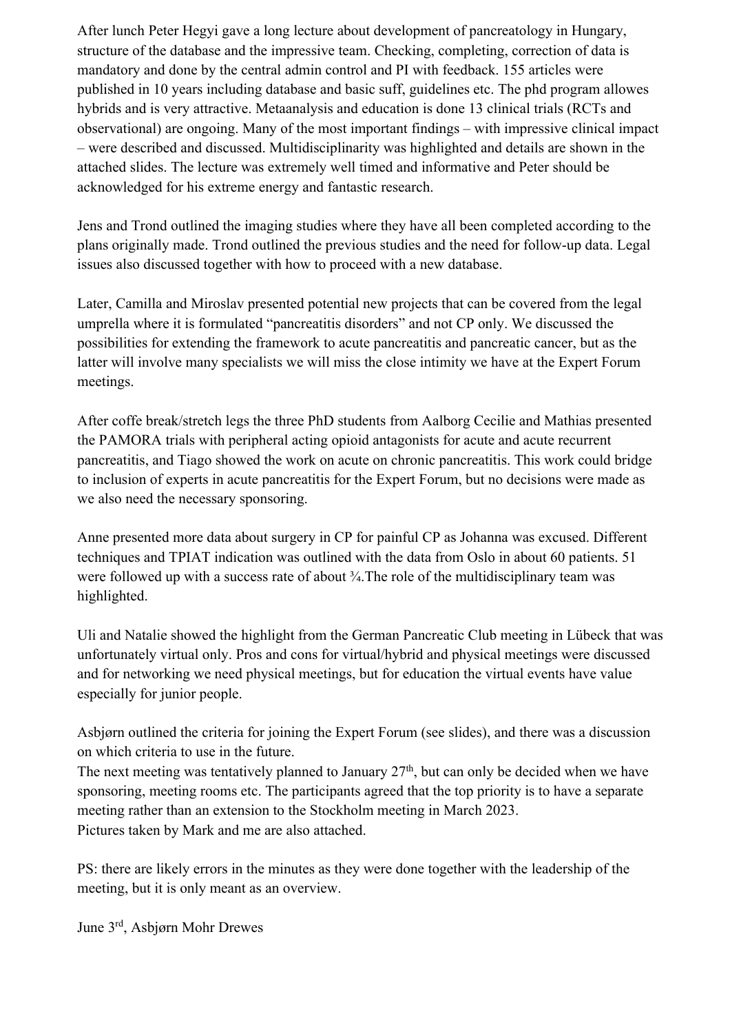After lunch Peter Hegyi gave a long lecture about development of pancreatology in Hungary, structure of the database and the impressive team. Checking, completing, correction of data is mandatory and done by the central admin control and PI with feedback. 155 articles were published in 10 years including database and basic suff, guidelines etc. The phd program allowes hybrids and is very attractive. Metaanalysis and education is done 13 clinical trials (RCTs and observational) are ongoing. Many of the most important findings – with impressive clinical impact – were described and discussed. Multidisciplinarity was highlighted and details are shown in the attached slides. The lecture was extremely well timed and informative and Peter should be acknowledged for his extreme energy and fantastic research.

Jens and Trond outlined the imaging studies where they have all been completed according to the plans originally made. Trond outlined the previous studies and the need for follow-up data. Legal issues also discussed together with how to proceed with a new database.

Later, Camilla and Miroslav presented potential new projects that can be covered from the legal umprella where it is formulated "pancreatitis disorders" and not CP only. We discussed the possibilities for extending the framework to acute pancreatitis and pancreatic cancer, but as the latter will involve many specialists we will miss the close intimity we have at the Expert Forum meetings.

After coffe break/stretch legs the three PhD students from Aalborg Cecilie and Mathias presented the PAMORA trials with peripheral acting opioid antagonists for acute and acute recurrent pancreatitis, and Tiago showed the work on acute on chronic pancreatitis. This work could bridge to inclusion of experts in acute pancreatitis for the Expert Forum, but no decisions were made as we also need the necessary sponsoring.

Anne presented more data about surgery in CP for painful CP as Johanna was excused. Different techniques and TPIAT indication was outlined with the data from Oslo in about 60 patients. 51 were followed up with a success rate of about ¾.The role of the multidisciplinary team was highlighted.

Uli and Natalie showed the highlight from the German Pancreatic Club meeting in Lübeck that was unfortunately virtual only. Pros and cons for virtual/hybrid and physical meetings were discussed and for networking we need physical meetings, but for education the virtual events have value especially for junior people.

Asbjørn outlined the criteria for joining the Expert Forum (see slides), and there was a discussion on which criteria to use in the future.
The next meeting was tentatively planned to January 27th, but can only be decided when we have sponsoring, meeting rooms etc. The participants agreed that the top priority is to have a separate meeting rather than an extension to the Stockholm meeting in March 2023.
Pictures taken by Mark and me are also attached.

PS: there are likely errors in the minutes as they were done together with the leadership of the meeting, but it is only meant as an overview.

June 3rd, Asbjørn Mohr Drewes